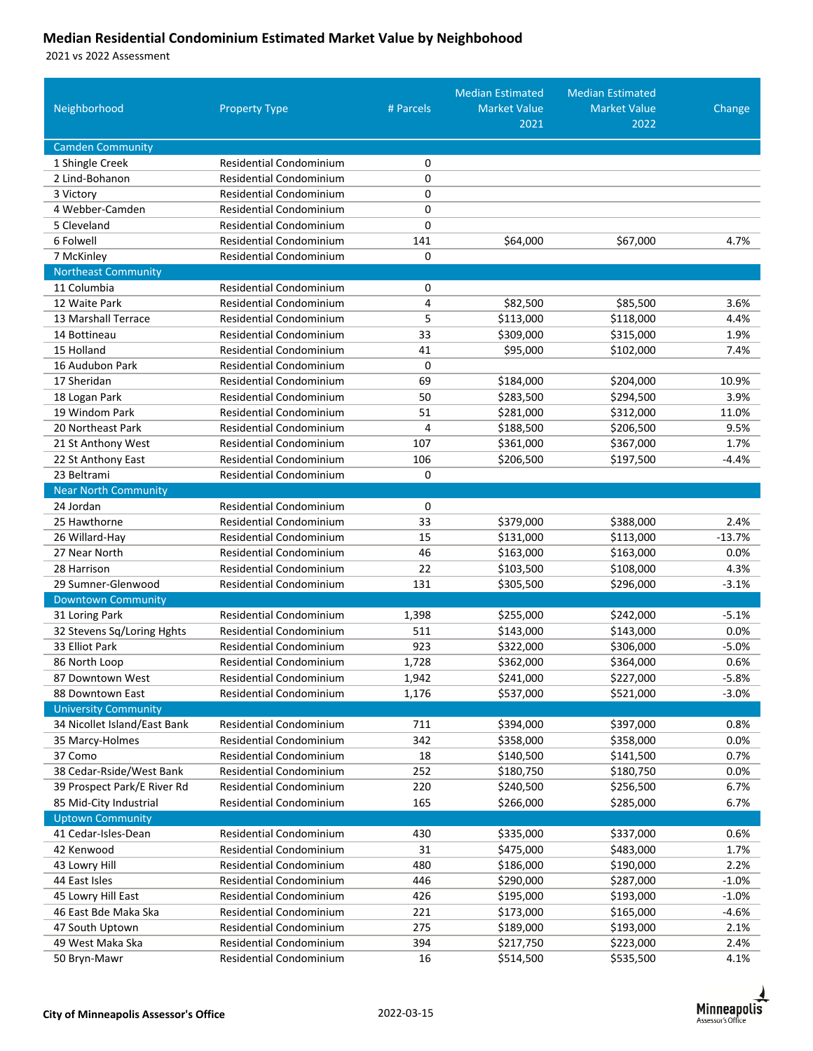## Median Residential Condominium Estimated Market Value by Neighbohood

2021 vs 2022 Assessment

| Neighborhood | Property Type | # Parcels | Median Estimated Market Value 2021 | Median Estimated Market Value 2022 | Change |
|---|---|---|---|---|---|
| **Camden Community** | | | | | |
| 1 Shingle Creek | Residential Condominium | 0 | | | |
| 2 Lind-Bohanon | Residential Condominium | 0 | | | |
| 3 Victory | Residential Condominium | 0 | | | |
| 4 Webber-Camden | Residential Condominium | 0 | | | |
| 5 Cleveland | Residential Condominium | 0 | | | |
| 6 Folwell | Residential Condominium | 141 | $64,000 | $67,000 | 4.7% |
| 7 McKinley | Residential Condominium | 0 | | | |
| **Northeast Community** | | | | | |
| 11 Columbia | Residential Condominium | 0 | | | |
| 12 Waite Park | Residential Condominium | 4 | $82,500 | $85,500 | 3.6% |
| 13 Marshall Terrace | Residential Condominium | 5 | $113,000 | $118,000 | 4.4% |
| 14 Bottineau | Residential Condominium | 33 | $309,000 | $315,000 | 1.9% |
| 15 Holland | Residential Condominium | 41 | $95,000 | $102,000 | 7.4% |
| 16 Audubon Park | Residential Condominium | 0 | | | |
| 17 Sheridan | Residential Condominium | 69 | $184,000 | $204,000 | 10.9% |
| 18 Logan Park | Residential Condominium | 50 | $283,500 | $294,500 | 3.9% |
| 19 Windom Park | Residential Condominium | 51 | $281,000 | $312,000 | 11.0% |
| 20 Northeast Park | Residential Condominium | 4 | $188,500 | $206,500 | 9.5% |
| 21 St Anthony West | Residential Condominium | 107 | $361,000 | $367,000 | 1.7% |
| 22 St Anthony East | Residential Condominium | 106 | $206,500 | $197,500 | -4.4% |
| 23 Beltrami | Residential Condominium | 0 | | | |
| **Near North Community** | | | | | |
| 24 Jordan | Residential Condominium | 0 | | | |
| 25 Hawthorne | Residential Condominium | 33 | $379,000 | $388,000 | 2.4% |
| 26 Willard-Hay | Residential Condominium | 15 | $131,000 | $113,000 | -13.7% |
| 27 Near North | Residential Condominium | 46 | $163,000 | $163,000 | 0.0% |
| 28 Harrison | Residential Condominium | 22 | $103,500 | $108,000 | 4.3% |
| 29 Sumner-Glenwood | Residential Condominium | 131 | $305,500 | $296,000 | -3.1% |
| **Downtown Community** | | | | | |
| 31 Loring Park | Residential Condominium | 1,398 | $255,000 | $242,000 | -5.1% |
| 32 Stevens Sq/Loring Hghts | Residential Condominium | 511 | $143,000 | $143,000 | 0.0% |
| 33 Elliot Park | Residential Condominium | 923 | $322,000 | $306,000 | -5.0% |
| 86 North Loop | Residential Condominium | 1,728 | $362,000 | $364,000 | 0.6% |
| 87 Downtown West | Residential Condominium | 1,942 | $241,000 | $227,000 | -5.8% |
| 88 Downtown East | Residential Condominium | 1,176 | $537,000 | $521,000 | -3.0% |
| **University Community** | | | | | |
| 34 Nicollet Island/East Bank | Residential Condominium | 711 | $394,000 | $397,000 | 0.8% |
| 35 Marcy-Holmes | Residential Condominium | 342 | $358,000 | $358,000 | 0.0% |
| 37 Como | Residential Condominium | 18 | $140,500 | $141,500 | 0.7% |
| 38 Cedar-Rside/West Bank | Residential Condominium | 252 | $180,750 | $180,750 | 0.0% |
| 39 Prospect Park/E River Rd | Residential Condominium | 220 | $240,500 | $256,500 | 6.7% |
| 85 Mid-City Industrial | Residential Condominium | 165 | $266,000 | $285,000 | 6.7% |
| **Uptown Community** | | | | | |
| 41 Cedar-Isles-Dean | Residential Condominium | 430 | $335,000 | $337,000 | 0.6% |
| 42 Kenwood | Residential Condominium | 31 | $475,000 | $483,000 | 1.7% |
| 43 Lowry Hill | Residential Condominium | 480 | $186,000 | $190,000 | 2.2% |
| 44 East Isles | Residential Condominium | 446 | $290,000 | $287,000 | -1.0% |
| 45 Lowry Hill East | Residential Condominium | 426 | $195,000 | $193,000 | -1.0% |
| 46 East Bde Maka Ska | Residential Condominium | 221 | $173,000 | $165,000 | -4.6% |
| 47 South Uptown | Residential Condominium | 275 | $189,000 | $193,000 | 2.1% |
| 49 West Maka Ska | Residential Condominium | 394 | $217,750 | $223,000 | 2.4% |
| 50 Bryn-Mawr | Residential Condominium | 16 | $514,500 | $535,500 | 4.1% |

**City of Minneapolis Assessor's Office** 2022-03-15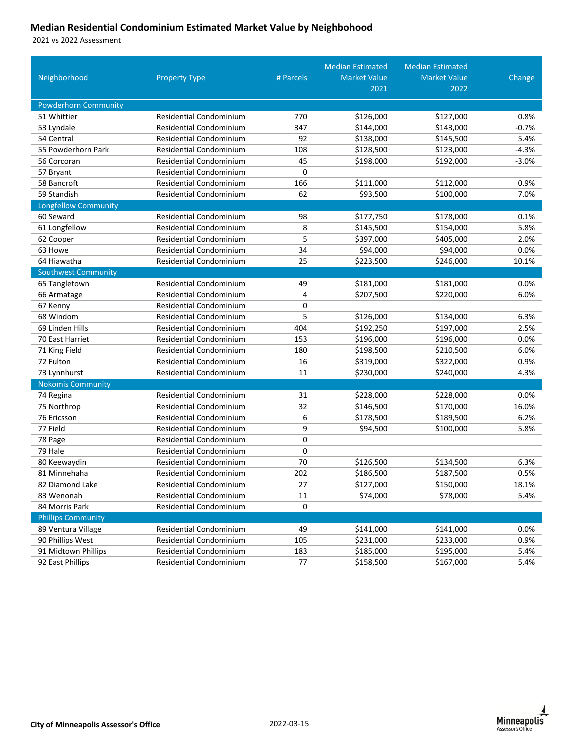## Median Residential Condominium Estimated Market Value by Neighbohood

2021 vs 2022 Assessment

| Neighborhood | Property Type | # Parcels | Median Estimated Market Value 2021 | Median Estimated Market Value 2022 | Change |
|---|---|---|---|---|---|
| Powderhorn Community | | | | | |
| 51 Whittier | Residential Condominium | 770 | $126,000 | $127,000 | 0.8% |
| 53 Lyndale | Residential Condominium | 347 | $144,000 | $143,000 | -0.7% |
| 54 Central | Residential Condominium | 92 | $138,000 | $145,500 | 5.4% |
| 55 Powderhorn Park | Residential Condominium | 108 | $128,500 | $123,000 | -4.3% |
| 56 Corcoran | Residential Condominium | 45 | $198,000 | $192,000 | -3.0% |
| 57 Bryant | Residential Condominium | 0 | | | |
| 58 Bancroft | Residential Condominium | 166 | $111,000 | $112,000 | 0.9% |
| 59 Standish | Residential Condominium | 62 | $93,500 | $100,000 | 7.0% |
| Longfellow Community | | | | | |
| 60 Seward | Residential Condominium | 98 | $177,750 | $178,000 | 0.1% |
| 61 Longfellow | Residential Condominium | 8 | $145,500 | $154,000 | 5.8% |
| 62 Cooper | Residential Condominium | 5 | $397,000 | $405,000 | 2.0% |
| 63 Howe | Residential Condominium | 34 | $94,000 | $94,000 | 0.0% |
| 64 Hiawatha | Residential Condominium | 25 | $223,500 | $246,000 | 10.1% |
| Southwest Community | | | | | |
| 65 Tangletown | Residential Condominium | 49 | $181,000 | $181,000 | 0.0% |
| 66 Armatage | Residential Condominium | 4 | $207,500 | $220,000 | 6.0% |
| 67 Kenny | Residential Condominium | 0 | | | |
| 68 Windom | Residential Condominium | 5 | $126,000 | $134,000 | 6.3% |
| 69 Linden Hills | Residential Condominium | 404 | $192,250 | $197,000 | 2.5% |
| 70 East Harriet | Residential Condominium | 153 | $196,000 | $196,000 | 0.0% |
| 71 King Field | Residential Condominium | 180 | $198,500 | $210,500 | 6.0% |
| 72 Fulton | Residential Condominium | 16 | $319,000 | $322,000 | 0.9% |
| 73 Lynnhurst | Residential Condominium | 11 | $230,000 | $240,000 | 4.3% |
| Nokomis Community | | | | | |
| 74 Regina | Residential Condominium | 31 | $228,000 | $228,000 | 0.0% |
| 75 Northrop | Residential Condominium | 32 | $146,500 | $170,000 | 16.0% |
| 76 Ericsson | Residential Condominium | 6 | $178,500 | $189,500 | 6.2% |
| 77 Field | Residential Condominium | 9 | $94,500 | $100,000 | 5.8% |
| 78 Page | Residential Condominium | 0 | | | |
| 79 Hale | Residential Condominium | 0 | | | |
| 80 Keewaydin | Residential Condominium | 70 | $126,500 | $134,500 | 6.3% |
| 81 Minnehaha | Residential Condominium | 202 | $186,500 | $187,500 | 0.5% |
| 82 Diamond Lake | Residential Condominium | 27 | $127,000 | $150,000 | 18.1% |
| 83 Wenonah | Residential Condominium | 11 | $74,000 | $78,000 | 5.4% |
| 84 Morris Park | Residential Condominium | 0 | | | |
| Phillips Community | | | | | |
| 89 Ventura Village | Residential Condominium | 49 | $141,000 | $141,000 | 0.0% |
| 90 Phillips West | Residential Condominium | 105 | $231,000 | $233,000 | 0.9% |
| 91 Midtown Phillips | Residential Condominium | 183 | $185,000 | $195,000 | 5.4% |
| 92 East Phillips | Residential Condominium | 77 | $158,500 | $167,000 | 5.4% |

**City of Minneapolis Assessor's Office** 2022-03-15